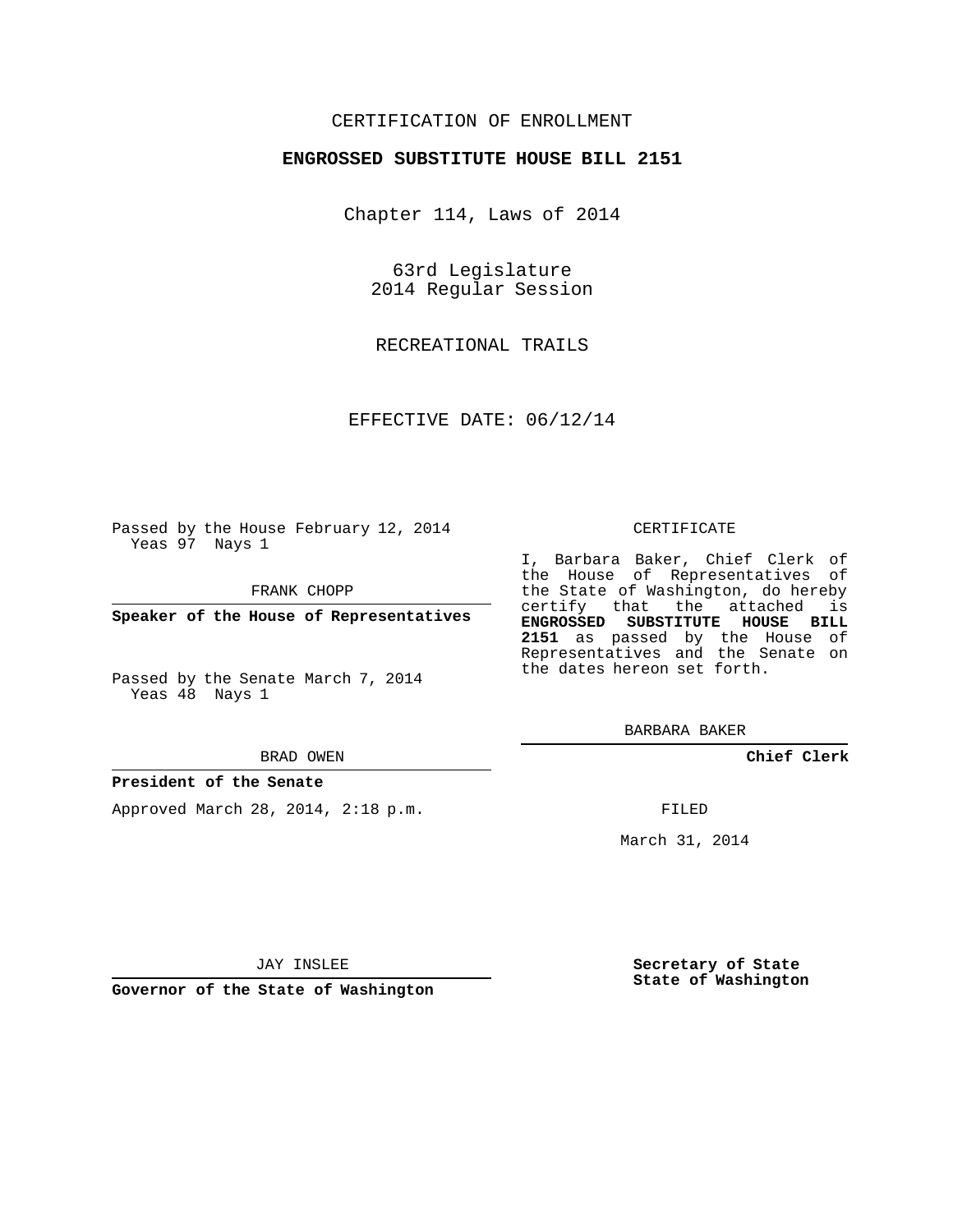CERTIFICATION OF ENROLLMENT

**ENGROSSED SUBSTITUTE HOUSE BILL 2151**

Chapter 114, Laws of 2014

63rd Legislature
2014 Regular Session

RECREATIONAL TRAILS

EFFECTIVE DATE: 06/12/14

Passed by the House February 12, 2014
Yeas 97 Nays 1

FRANK CHOPP

**Speaker of the House of Representatives**

Passed by the Senate March 7, 2014
Yeas 48 Nays 1

BRAD OWEN

**President of the Senate**

Approved March 28, 2014, 2:18 p.m.

JAY INSLEE

**Governor of the State of Washington**

CERTIFICATE

I, Barbara Baker, Chief Clerk of the House of Representatives of the State of Washington, do hereby certify that the attached is **ENGROSSED SUBSTITUTE HOUSE BILL 2151** as passed by the House of Representatives and the Senate on the dates hereon set forth.

BARBARA BAKER

**Chief Clerk**

FILED

March 31, 2014

**Secretary of State**
**State of Washington**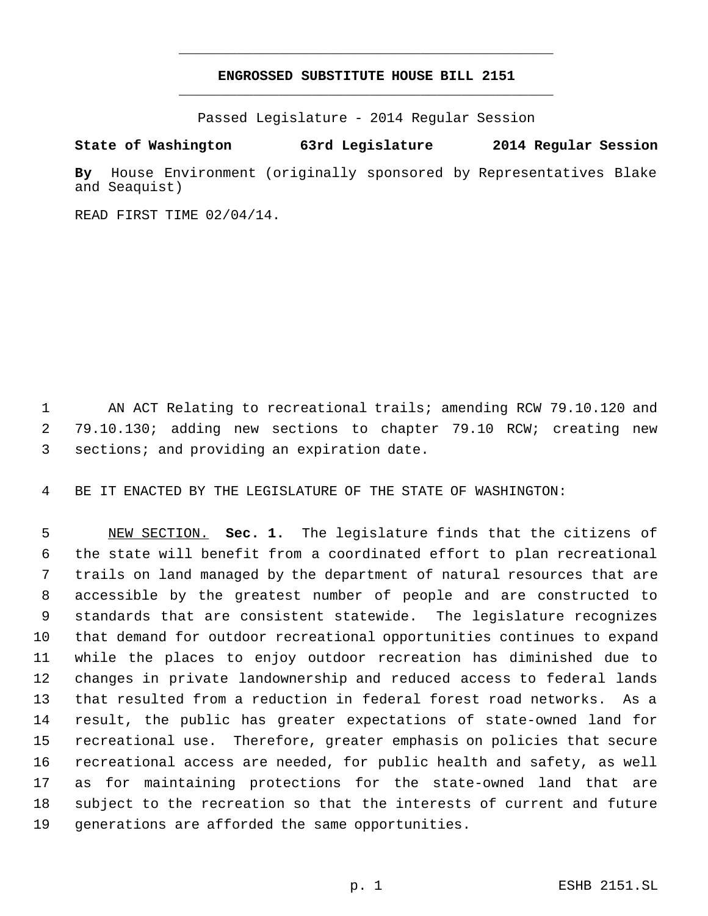# ENGROSSED SUBSTITUTE HOUSE BILL 2151

Passed Legislature - 2014 Regular Session

**State of Washington 63rd Legislature 2014 Regular Session**

**By** House Environment (originally sponsored by Representatives Blake and Seaquist)

READ FIRST TIME 02/04/14.

AN ACT Relating to recreational trails; amending RCW 79.10.120 and 79.10.130; adding new sections to chapter 79.10 RCW; creating new sections; and providing an expiration date.

BE IT ENACTED BY THE LEGISLATURE OF THE STATE OF WASHINGTON:

NEW SECTION. **Sec. 1.** The legislature finds that the citizens of the state will benefit from a coordinated effort to plan recreational trails on land managed by the department of natural resources that are accessible by the greatest number of people and are constructed to standards that are consistent statewide. The legislature recognizes that demand for outdoor recreational opportunities continues to expand while the places to enjoy outdoor recreation has diminished due to changes in private landownership and reduced access to federal lands that resulted from a reduction in federal forest road networks. As a result, the public has greater expectations of state-owned land for recreational use. Therefore, greater emphasis on policies that secure recreational access are needed, for public health and safety, as well as for maintaining protections for the state-owned land that are subject to the recreation so that the interests of current and future generations are afforded the same opportunities.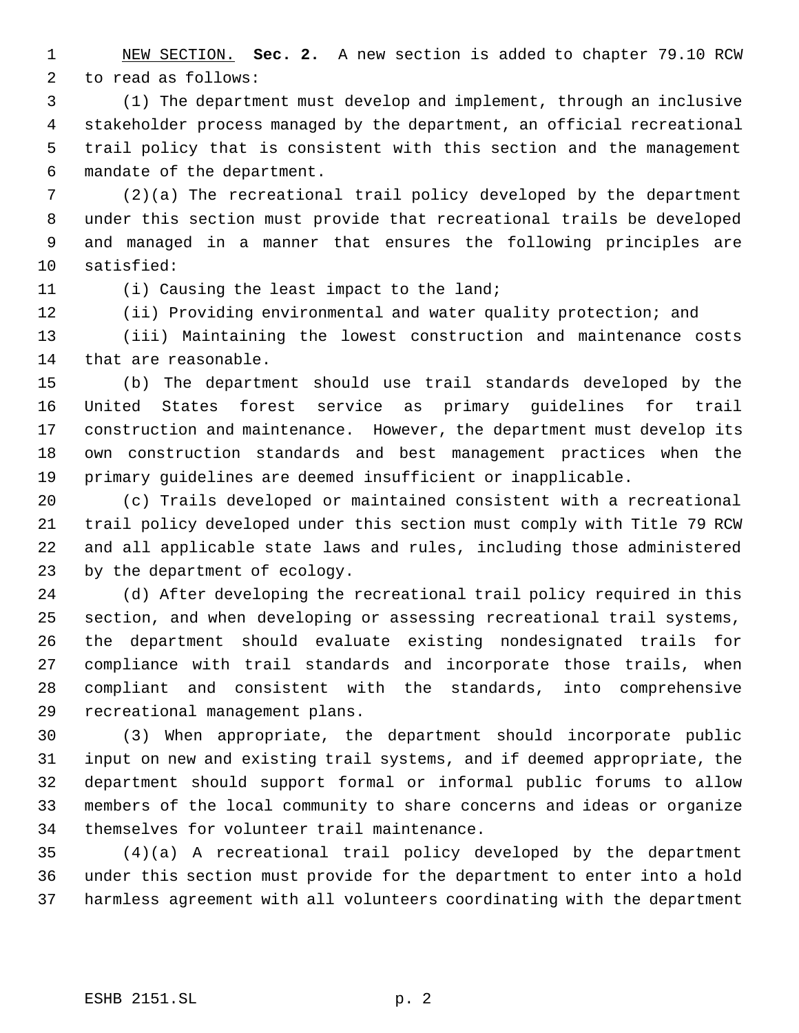NEW SECTION. **Sec. 2.** A new section is added to chapter 79.10 RCW to read as follows:

(1) The department must develop and implement, through an inclusive stakeholder process managed by the department, an official recreational trail policy that is consistent with this section and the management mandate of the department.

(2)(a) The recreational trail policy developed by the department under this section must provide that recreational trails be developed and managed in a manner that ensures the following principles are satisfied:

(i) Causing the least impact to the land;

(ii) Providing environmental and water quality protection; and

(iii) Maintaining the lowest construction and maintenance costs that are reasonable.

(b) The department should use trail standards developed by the United States forest service as primary guidelines for trail construction and maintenance. However, the department must develop its own construction standards and best management practices when the primary guidelines are deemed insufficient or inapplicable.

(c) Trails developed or maintained consistent with a recreational trail policy developed under this section must comply with Title 79 RCW and all applicable state laws and rules, including those administered by the department of ecology.

(d) After developing the recreational trail policy required in this section, and when developing or assessing recreational trail systems, the department should evaluate existing nondesignated trails for compliance with trail standards and incorporate those trails, when compliant and consistent with the standards, into comprehensive recreational management plans.

(3) When appropriate, the department should incorporate public input on new and existing trail systems, and if deemed appropriate, the department should support formal or informal public forums to allow members of the local community to share concerns and ideas or organize themselves for volunteer trail maintenance.

(4)(a) A recreational trail policy developed by the department under this section must provide for the department to enter into a hold harmless agreement with all volunteers coordinating with the department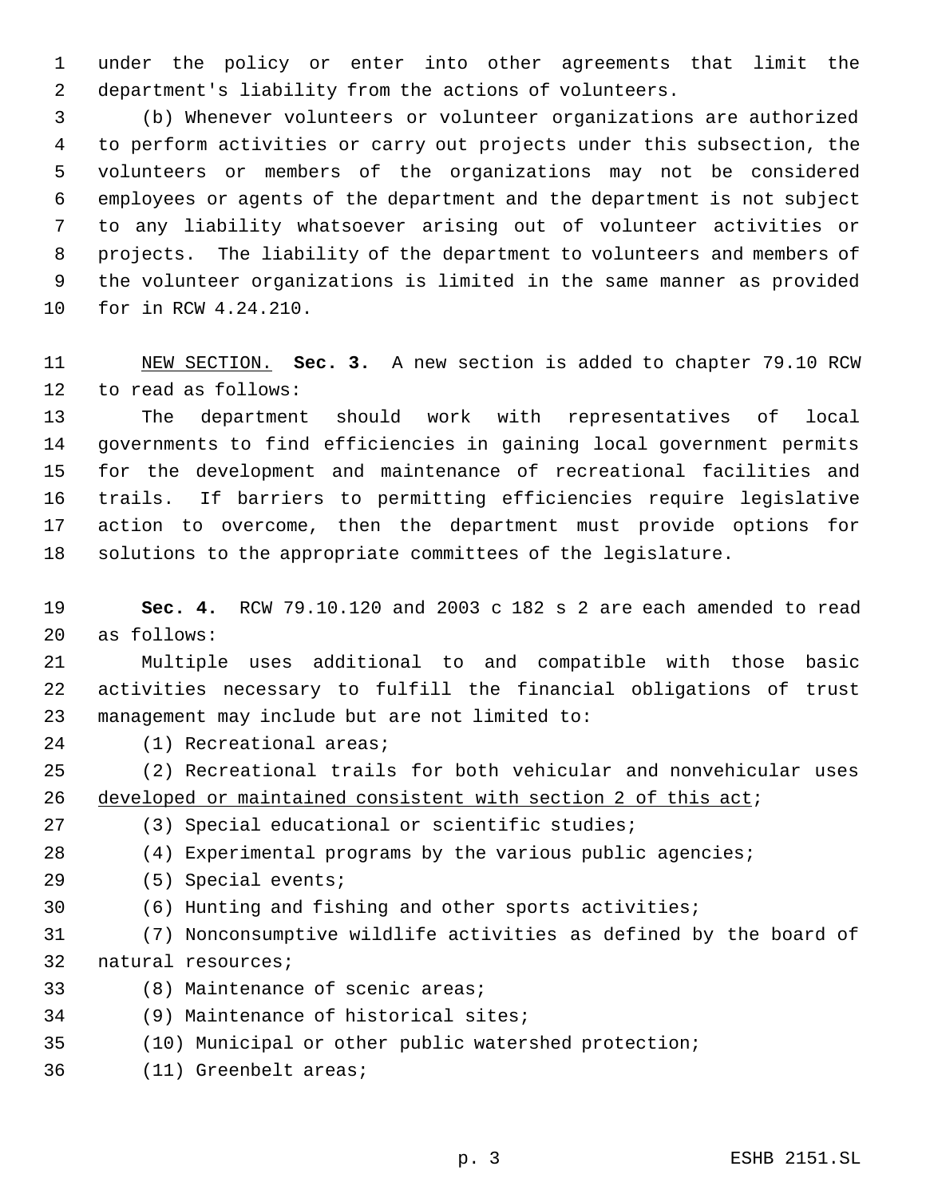under the policy or enter into other agreements that limit the department's liability from the actions of volunteers.

(b) Whenever volunteers or volunteer organizations are authorized to perform activities or carry out projects under this subsection, the volunteers or members of the organizations may not be considered employees or agents of the department and the department is not subject to any liability whatsoever arising out of volunteer activities or projects. The liability of the department to volunteers and members of the volunteer organizations is limited in the same manner as provided for in RCW 4.24.210.

NEW SECTION. **Sec. 3.** A new section is added to chapter 79.10 RCW to read as follows:

The department should work with representatives of local governments to find efficiencies in gaining local government permits for the development and maintenance of recreational facilities and trails. If barriers to permitting efficiencies require legislative action to overcome, then the department must provide options for solutions to the appropriate committees of the legislature.

**Sec. 4.** RCW 79.10.120 and 2003 c 182 s 2 are each amended to read as follows:

Multiple uses additional to and compatible with those basic activities necessary to fulfill the financial obligations of trust management may include but are not limited to:

(1) Recreational areas;

(2) Recreational trails for both vehicular and nonvehicular uses developed or maintained consistent with section 2 of this act;

(3) Special educational or scientific studies;

(4) Experimental programs by the various public agencies;

(5) Special events;

(6) Hunting and fishing and other sports activities;

(7) Nonconsumptive wildlife activities as defined by the board of natural resources;

(8) Maintenance of scenic areas;

(9) Maintenance of historical sites;

(10) Municipal or other public watershed protection;

(11) Greenbelt areas;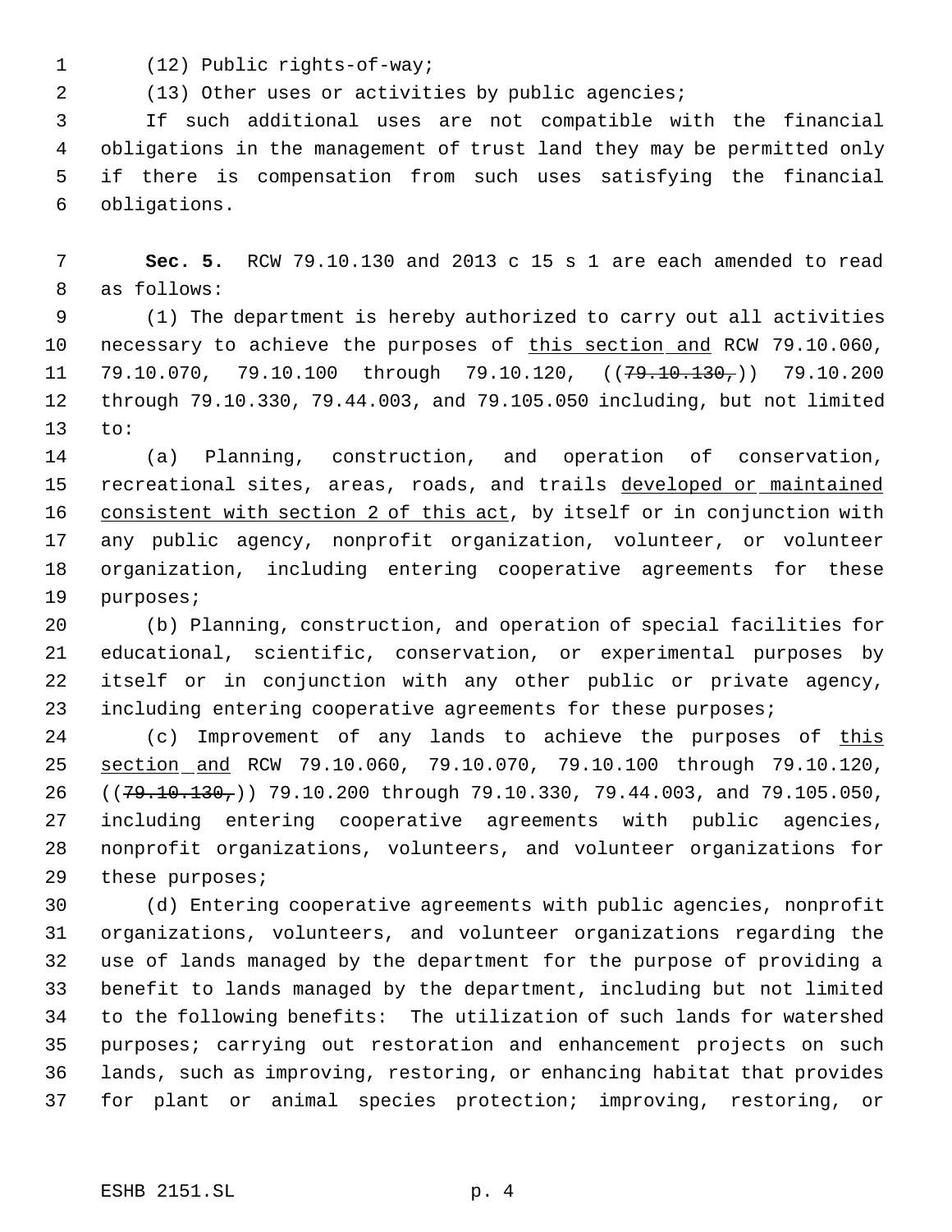(12) Public rights-of-way;

(13) Other uses or activities by public agencies;

If such additional uses are not compatible with the financial obligations in the management of trust land they may be permitted only if there is compensation from such uses satisfying the financial obligations.

**Sec. 5.** RCW 79.10.130 and 2013 c 15 s 1 are each amended to read as follows:

(1) The department is hereby authorized to carry out all activities necessary to achieve the purposes of this section and RCW 79.10.060, 79.10.070, 79.10.100 through 79.10.120, ((~~79.10.130,~~)) 79.10.200 through 79.10.330, 79.44.003, and 79.105.050 including, but not limited to:

(a) Planning, construction, and operation of conservation, recreational sites, areas, roads, and trails developed or maintained consistent with section 2 of this act, by itself or in conjunction with any public agency, nonprofit organization, volunteer, or volunteer organization, including entering cooperative agreements for these purposes;

(b) Planning, construction, and operation of special facilities for educational, scientific, conservation, or experimental purposes by itself or in conjunction with any other public or private agency, including entering cooperative agreements for these purposes;

(c) Improvement of any lands to achieve the purposes of this section and RCW 79.10.060, 79.10.070, 79.10.100 through 79.10.120, ((~~79.10.130,~~)) 79.10.200 through 79.10.330, 79.44.003, and 79.105.050, including entering cooperative agreements with public agencies, nonprofit organizations, volunteers, and volunteer organizations for these purposes;

(d) Entering cooperative agreements with public agencies, nonprofit organizations, volunteers, and volunteer organizations regarding the use of lands managed by the department for the purpose of providing a benefit to lands managed by the department, including but not limited to the following benefits: The utilization of such lands for watershed purposes; carrying out restoration and enhancement projects on such lands, such as improving, restoring, or enhancing habitat that provides for plant or animal species protection; improving, restoring, or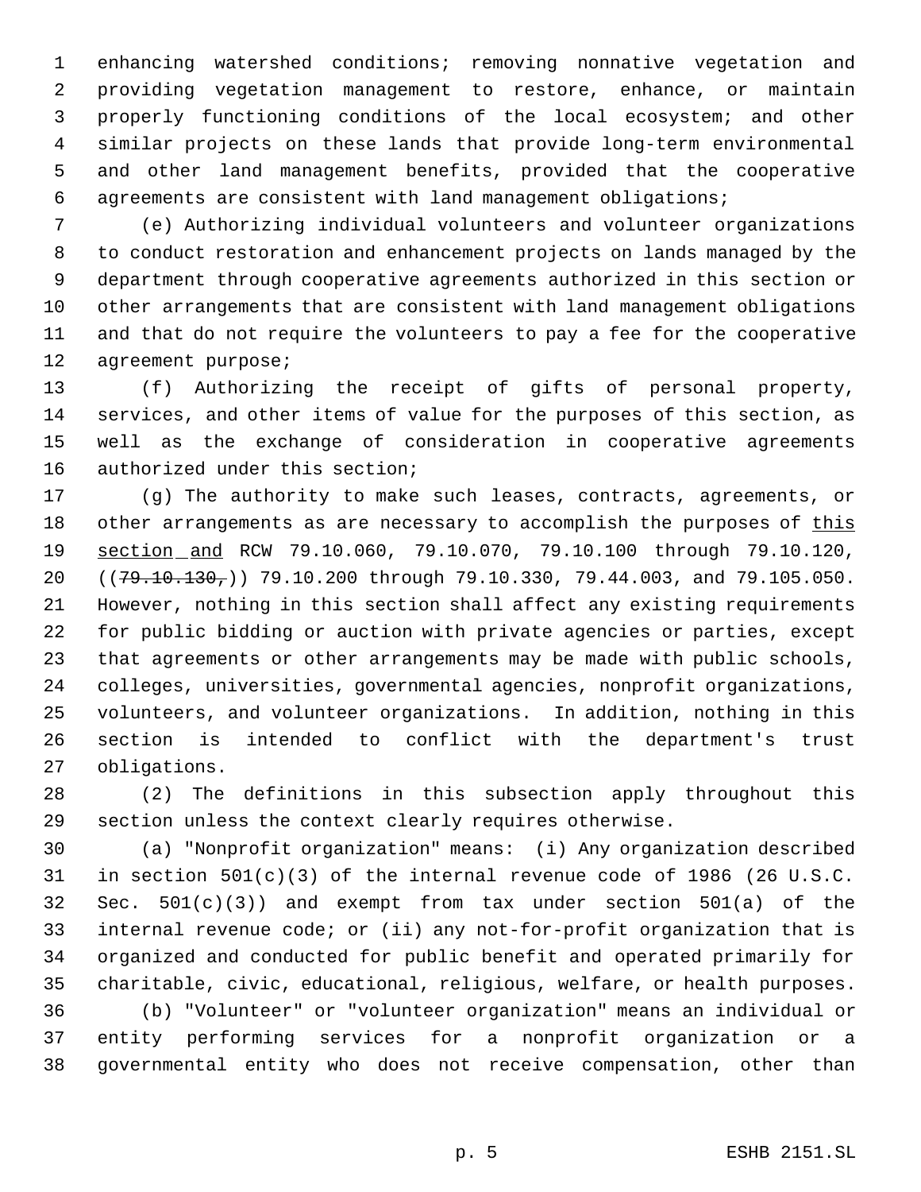enhancing watershed conditions; removing nonnative vegetation and providing vegetation management to restore, enhance, or maintain properly functioning conditions of the local ecosystem; and other similar projects on these lands that provide long-term environmental and other land management benefits, provided that the cooperative agreements are consistent with land management obligations;

(e) Authorizing individual volunteers and volunteer organizations to conduct restoration and enhancement projects on lands managed by the department through cooperative agreements authorized in this section or other arrangements that are consistent with land management obligations and that do not require the volunteers to pay a fee for the cooperative agreement purpose;

(f) Authorizing the receipt of gifts of personal property, services, and other items of value for the purposes of this section, as well as the exchange of consideration in cooperative agreements authorized under this section;

(g) The authority to make such leases, contracts, agreements, or other arrangements as are necessary to accomplish the purposes of this section and RCW 79.10.060, 79.10.070, 79.10.100 through 79.10.120, ((~~79.10.130,~~)) 79.10.200 through 79.10.330, 79.44.003, and 79.105.050. However, nothing in this section shall affect any existing requirements for public bidding or auction with private agencies or parties, except that agreements or other arrangements may be made with public schools, colleges, universities, governmental agencies, nonprofit organizations, volunteers, and volunteer organizations. In addition, nothing in this section is intended to conflict with the department's trust obligations.

(2) The definitions in this subsection apply throughout this section unless the context clearly requires otherwise.

(a) "Nonprofit organization" means: (i) Any organization described in section 501(c)(3) of the internal revenue code of 1986 (26 U.S.C. Sec. 501(c)(3)) and exempt from tax under section 501(a) of the internal revenue code; or (ii) any not-for-profit organization that is organized and conducted for public benefit and operated primarily for charitable, civic, educational, religious, welfare, or health purposes.

(b) "Volunteer" or "volunteer organization" means an individual or entity performing services for a nonprofit organization or a governmental entity who does not receive compensation, other than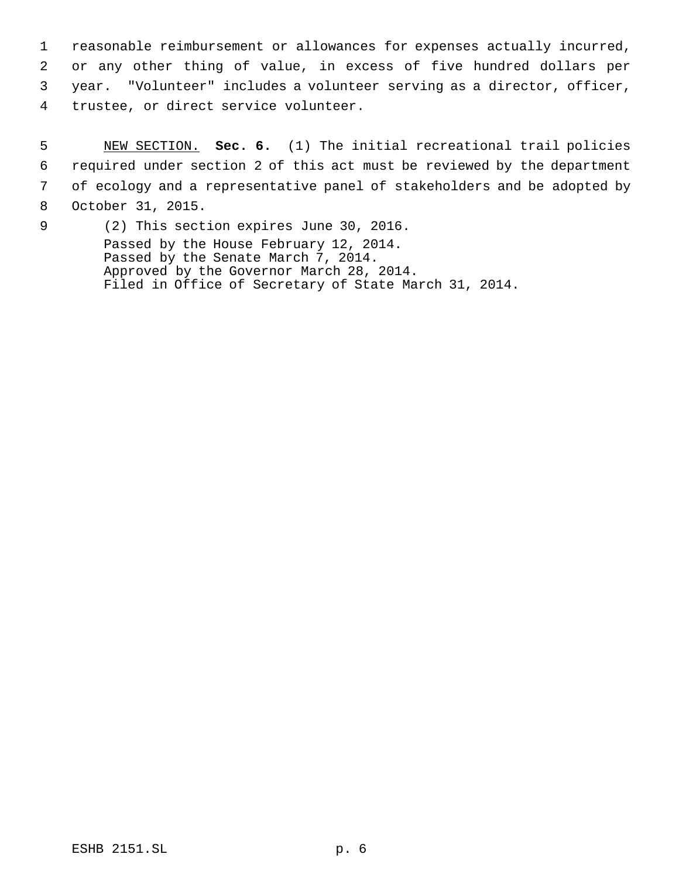reasonable reimbursement or allowances for expenses actually incurred, or any other thing of value, in excess of five hundred dollars per year. "Volunteer" includes a volunteer serving as a director, officer, trustee, or direct service volunteer.

NEW SECTION. **Sec. 6.** (1) The initial recreational trail policies required under section 2 of this act must be reviewed by the department of ecology and a representative panel of stakeholders and be adopted by October 31, 2015.

(2) This section expires June 30, 2016.

Passed by the House February 12, 2014.
Passed by the Senate March 7, 2014.
Approved by the Governor March 28, 2014.
Filed in Office of Secretary of State March 31, 2014.